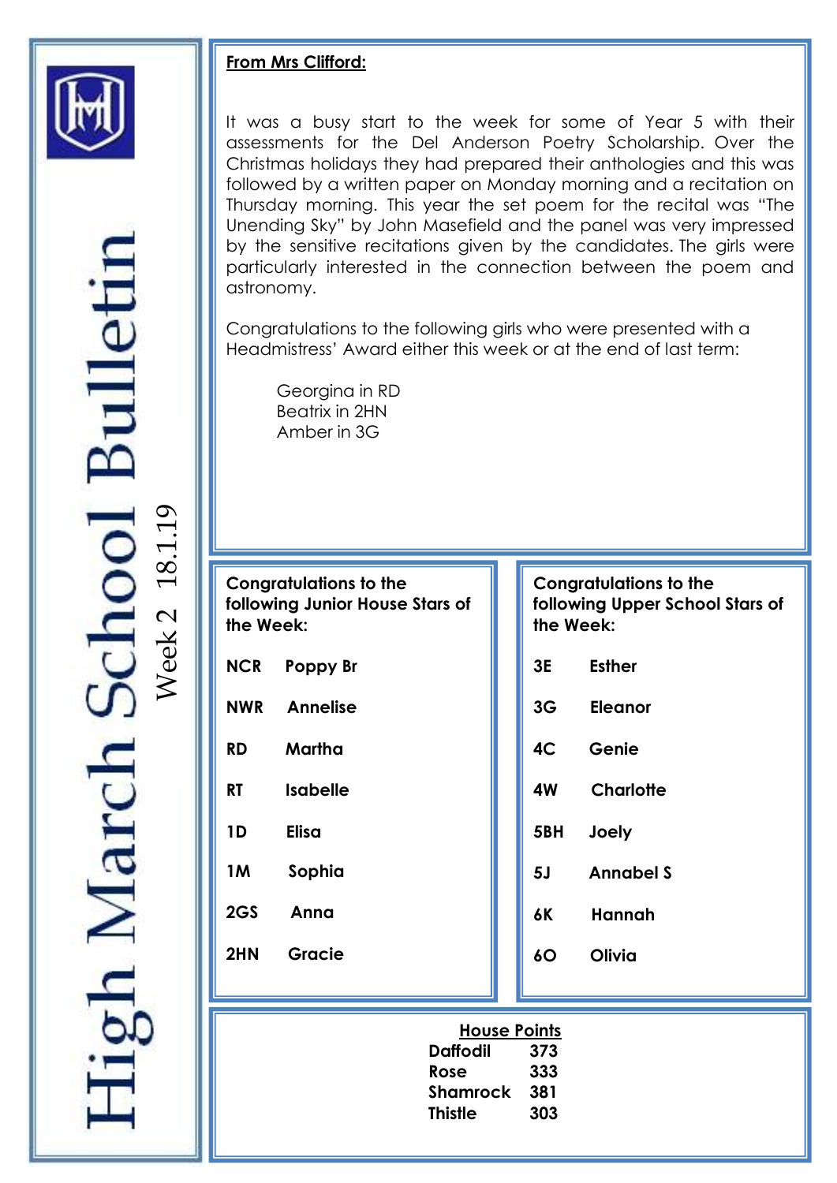# High March School Bulletin

Week 2 18.1.19

**From Mrs Clifford:**

It was a busy start to the week for some of Year 5 with their assessments for the Del Anderson Poetry Scholarship. Over the Christmas holidays they had prepared their anthologies and this was followed by a written paper on Monday morning and a recitation on Thursday morning. This year the set poem for the recital was "The Unending Sky" by John Masefield and the panel was very impressed by the sensitive recitations given by the candidates. The girls were particularly interested in the connection between the poem and astronomy.

Congratulations to the following girls who were presented with a Headmistress' Award either this week or at the end of last term:

Georgina in RD
Beatrix in 2HN
Amber in 3G

**Congratulations to the following Junior House Stars of the Week:**

| | |
|---|---|
| **NCR** | **Poppy Br** |
| **NWR** | **Annelise** |
| **RD** | **Martha** |
| **RT** | **Isabelle** |
| **1D** | **Elisa** |
| **1M** | **Sophia** |
| **2GS** | **Anna** |
| **2HN** | **Gracie** |

**Congratulations to the following Upper School Stars of the Week:**

| | |
|---|---|
| **3E** | **Esther** |
| **3G** | **Eleanor** |
| **4C** | **Genie** |
| **4W** | **Charlotte** |
| **5BH** | **Joely** |
| **5J** | **Annabel S** |
| **6K** | **Hannah** |
| **6O** | **Olivia** |

**House Points**

| | |
|---|---|
| **Daffodil** | **373** |
| **Rose** | **333** |
| **Shamrock** | **381** |
| **Thistle** | **303** |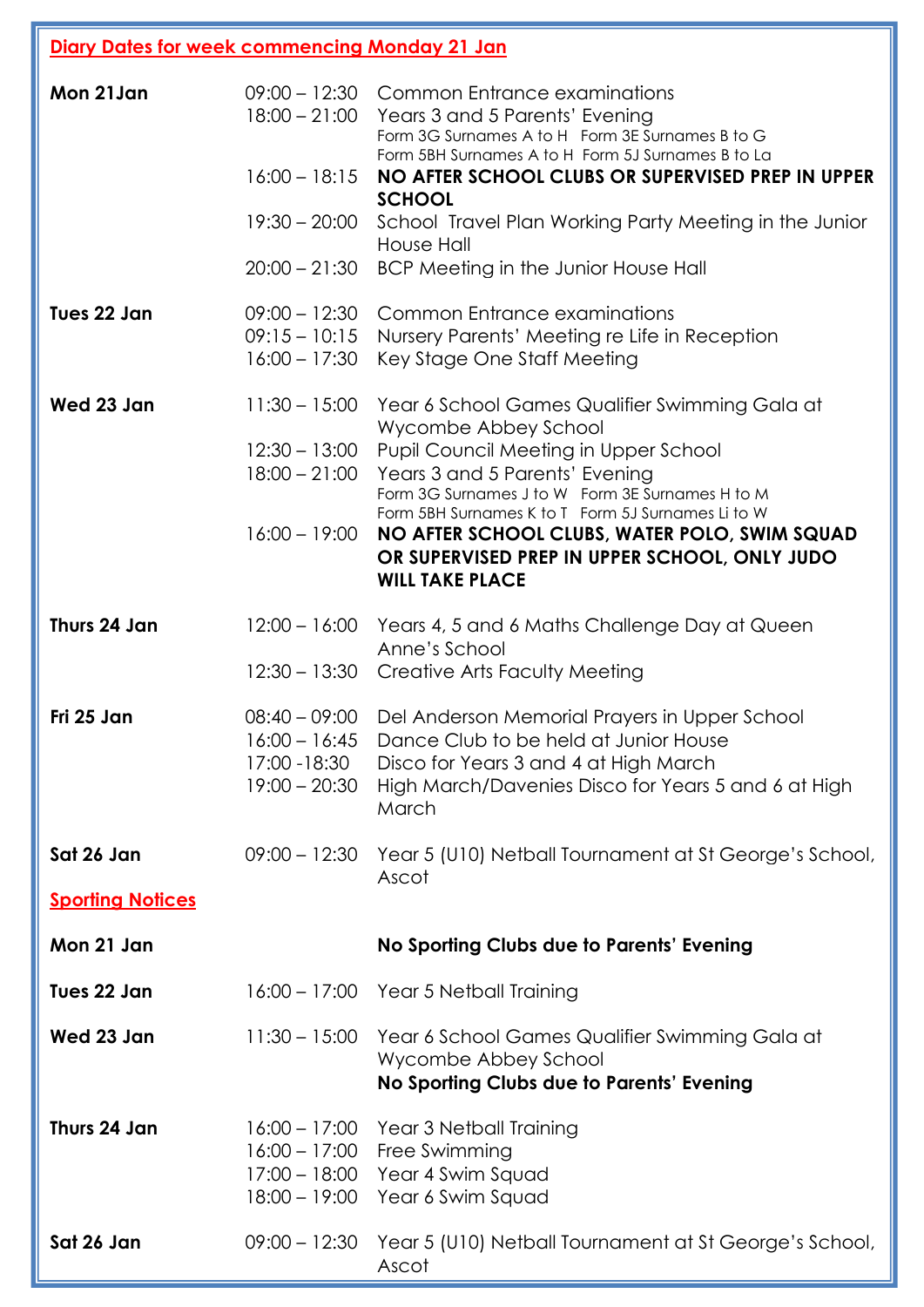## Diary Dates for week commencing Monday 21 Jan

| | | |
|---|---|---|
| **Mon 21Jan** | 09:00 – 12:30 | Common Entrance examinations |
| | 18:00 – 21:00 | Years 3 and 5 Parents' Evening<br>Form 3G Surnames A to H   Form 3E Surnames B to G<br>Form 5BH Surnames A to H   Form 5J Surnames B to La |
| | 16:00 – 18:15 | **NO AFTER SCHOOL CLUBS OR SUPERVISED PREP IN UPPER SCHOOL** |
| | 19:30 – 20:00 | School Travel Plan Working Party Meeting in the Junior House Hall |
| | 20:00 – 21:30 | BCP Meeting in the Junior House Hall |
| **Tues 22 Jan** | 09:00 – 12:30 | Common Entrance examinations |
| | 09:15 – 10:15 | Nursery Parents' Meeting re Life in Reception |
| | 16:00 – 17:30 | Key Stage One Staff Meeting |
| **Wed 23 Jan** | 11:30 – 15:00 | Year 6 School Games Qualifier Swimming Gala at Wycombe Abbey School |
| | 12:30 – 13:00 | Pupil Council Meeting in Upper School |
| | 18:00 – 21:00 | Years 3 and 5 Parents' Evening<br>Form 3G Surnames J to W   Form 3E Surnames H to M<br>Form 5BH Surnames K to T   Form 5J Surnames Li to W |
| | 16:00 – 19:00 | **NO AFTER SCHOOL CLUBS, WATER POLO, SWIM SQUAD OR SUPERVISED PREP IN UPPER SCHOOL, ONLY JUDO WILL TAKE PLACE** |
| **Thurs 24 Jan** | 12:00 – 16:00 | Years 4, 5 and 6 Maths Challenge Day at Queen Anne's School |
| | 12:30 – 13:30 | Creative Arts Faculty Meeting |
| **Fri 25 Jan** | 08:40 – 09:00 | Del Anderson Memorial Prayers in Upper School |
| | 16:00 – 16:45 | Dance Club to be held at Junior House |
| | 17:00 -18:30 | Disco for Years 3 and 4 at High March |
| | 19:00 – 20:30 | High March/Davenies Disco for Years 5 and 6 at High March |
| **Sat 26 Jan** | 09:00 – 12:30 | Year 5 (U10) Netball Tournament at St George's School, Ascot |

## Sporting Notices

| | | |
|---|---|---|
| **Mon 21 Jan** | | **No Sporting Clubs due to Parents' Evening** |
| **Tues 22 Jan** | 16:00 – 17:00 | Year 5 Netball Training |
| **Wed 23 Jan** | 11:30 – 15:00 | Year 6 School Games Qualifier Swimming Gala at Wycombe Abbey School<br>**No Sporting Clubs due to Parents' Evening** |
| **Thurs 24 Jan** | 16:00 – 17:00 | Year 3 Netball Training |
| | 16:00 – 17:00 | Free Swimming |
| | 17:00 – 18:00 | Year 4 Swim Squad |
| | 18:00 – 19:00 | Year 6 Swim Squad |
| **Sat 26 Jan** | 09:00 – 12:30 | Year 5 (U10) Netball Tournament at St George's School, Ascot |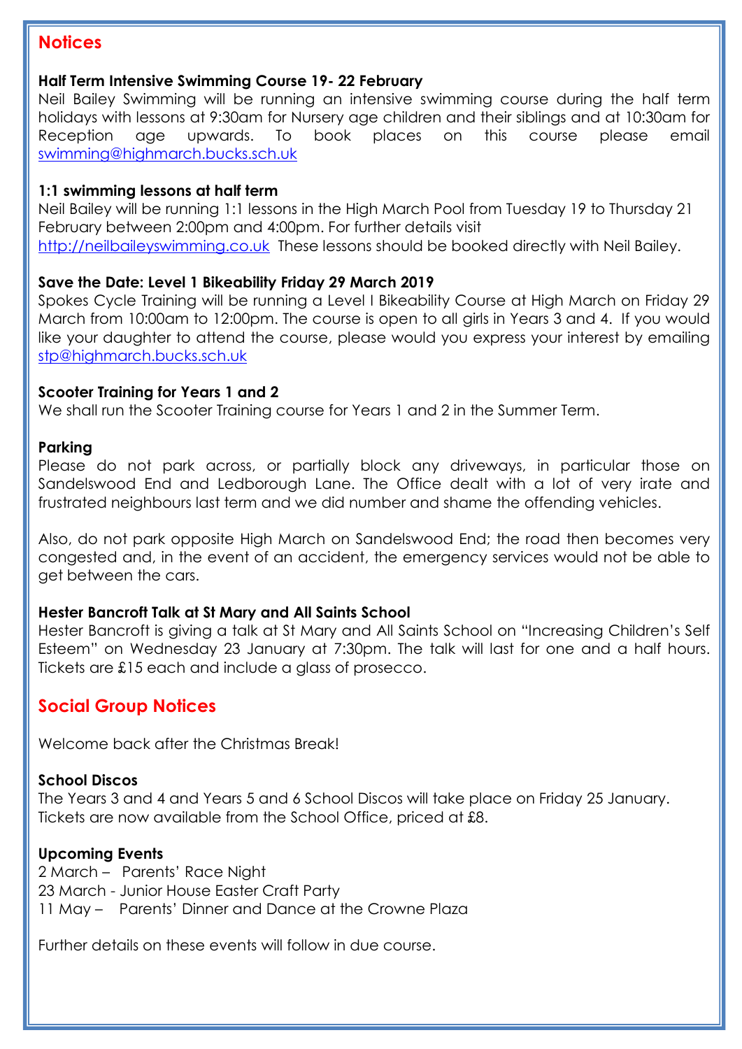## Notices

### Half Term Intensive Swimming Course 19- 22 February

Neil Bailey Swimming will be running an intensive swimming course during the half term holidays with lessons at 9:30am for Nursery age children and their siblings and at 10:30am for Reception age upwards. To book places on this course please email swimming@highmarch.bucks.sch.uk

### 1:1 swimming lessons at half term

Neil Bailey will be running 1:1 lessons in the High March Pool from Tuesday 19 to Thursday 21 February between 2:00pm and 4:00pm. For further details visit http://neilbaileyswimming.co.uk These lessons should be booked directly with Neil Bailey.

### Save the Date: Level 1 Bikeability Friday 29 March 2019

Spokes Cycle Training will be running a Level I Bikeability Course at High March on Friday 29 March from 10:00am to 12:00pm. The course is open to all girls in Years 3 and 4. If you would like your daughter to attend the course, please would you express your interest by emailing stp@highmarch.bucks.sch.uk

### Scooter Training for Years 1 and 2

We shall run the Scooter Training course for Years 1 and 2 in the Summer Term.

### Parking

Please do not park across, or partially block any driveways, in particular those on Sandelswood End and Ledborough Lane. The Office dealt with a lot of very irate and frustrated neighbours last term and we did number and shame the offending vehicles.

Also, do not park opposite High March on Sandelswood End; the road then becomes very congested and, in the event of an accident, the emergency services would not be able to get between the cars.

### Hester Bancroft Talk at St Mary and All Saints School

Hester Bancroft is giving a talk at St Mary and All Saints School on "Increasing Children's Self Esteem" on Wednesday 23 January at 7:30pm. The talk will last for one and a half hours. Tickets are £15 each and include a glass of prosecco.

## Social Group Notices

Welcome back after the Christmas Break!

### School Discos

The Years 3 and 4 and Years 5 and 6 School Discos will take place on Friday 25 January. Tickets are now available from the School Office, priced at £8.

### Upcoming Events

2 March – Parents' Race Night
23 March - Junior House Easter Craft Party
11 May – Parents' Dinner and Dance at the Crowne Plaza

Further details on these events will follow in due course.